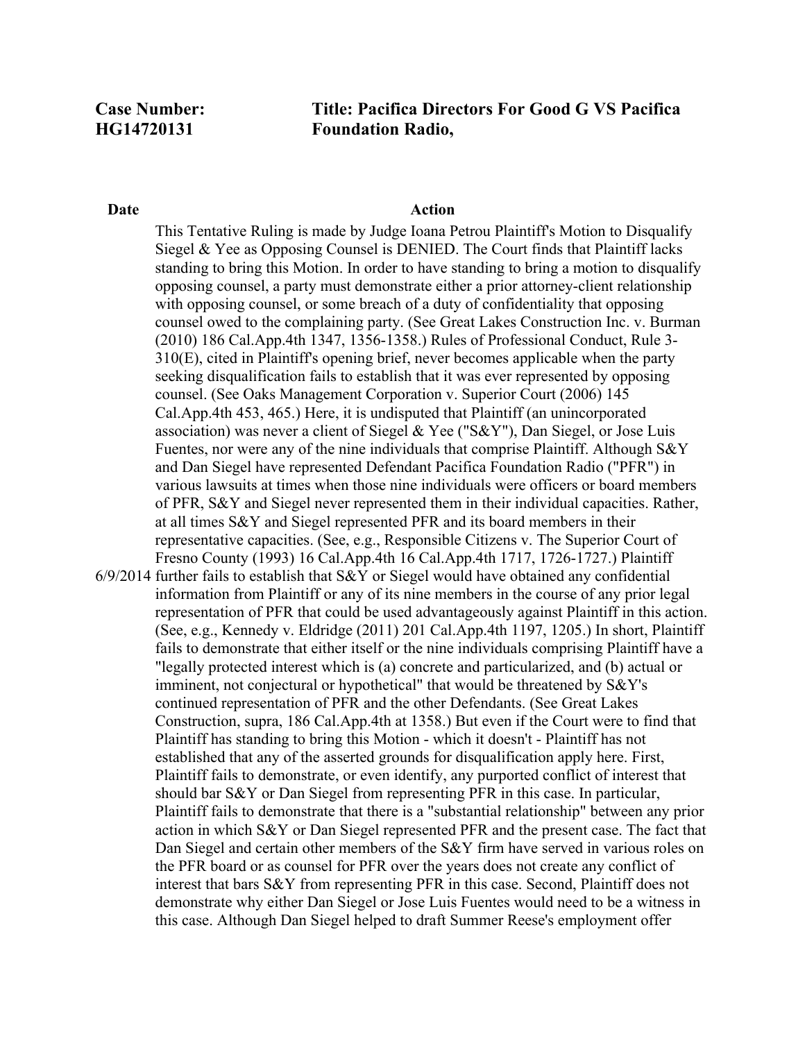**Case Number:** **HG14720131**

**Title: Pacifica Directors For Good G VS Pacifica Foundation Radio,**

| Date | Action |
|---|---|
| 6/9/2014 | This Tentative Ruling is made by Judge Ioana Petrou Plaintiff's Motion to Disqualify Siegel & Yee as Opposing Counsel is DENIED. The Court finds that Plaintiff lacks standing to bring this Motion. In order to have standing to bring a motion to disqualify opposing counsel, a party must demonstrate either a prior attorney-client relationship with opposing counsel, or some breach of a duty of confidentiality that opposing counsel owed to the complaining party. (See Great Lakes Construction Inc. v. Burman (2010) 186 Cal.App.4th 1347, 1356-1358.) Rules of Professional Conduct, Rule 3-310(E), cited in Plaintiff's opening brief, never becomes applicable when the party seeking disqualification fails to establish that it was ever represented by opposing counsel. (See Oaks Management Corporation v. Superior Court (2006) 145 Cal.App.4th 453, 465.) Here, it is undisputed that Plaintiff (an unincorporated association) was never a client of Siegel & Yee ("S&Y"), Dan Siegel, or Jose Luis Fuentes, nor were any of the nine individuals that comprise Plaintiff. Although S&Y and Dan Siegel have represented Defendant Pacifica Foundation Radio ("PFR") in various lawsuits at times when those nine individuals were officers or board members of PFR, S&Y and Siegel never represented them in their individual capacities. Rather, at all times S&Y and Siegel represented PFR and its board members in their representative capacities. (See, e.g., Responsible Citizens v. The Superior Court of Fresno County (1993) 16 Cal.App.4th 16 Cal.App.4th 1717, 1726-1727.) Plaintiff further fails to establish that S&Y or Siegel would have obtained any confidential information from Plaintiff or any of its nine members in the course of any prior legal representation of PFR that could be used advantageously against Plaintiff in this action. (See, e.g., Kennedy v. Eldridge (2011) 201 Cal.App.4th 1197, 1205.) In short, Plaintiff fails to demonstrate that either itself or the nine individuals comprising Plaintiff have a "legally protected interest which is (a) concrete and particularized, and (b) actual or imminent, not conjectural or hypothetical" that would be threatened by S&Y's continued representation of PFR and the other Defendants. (See Great Lakes Construction, supra, 186 Cal.App.4th at 1358.) But even if the Court were to find that Plaintiff has standing to bring this Motion - which it doesn't - Plaintiff has not established that any of the asserted grounds for disqualification apply here. First, Plaintiff fails to demonstrate, or even identify, any purported conflict of interest that should bar S&Y or Dan Siegel from representing PFR in this case. In particular, Plaintiff fails to demonstrate that there is a "substantial relationship" between any prior action in which S&Y or Dan Siegel represented PFR and the present case. The fact that Dan Siegel and certain other members of the S&Y firm have served in various roles on the PFR board or as counsel for PFR over the years does not create any conflict of interest that bars S&Y from representing PFR in this case. Second, Plaintiff does not demonstrate why either Dan Siegel or Jose Luis Fuentes would need to be a witness in this case. Although Dan Siegel helped to draft Summer Reese's employment offer |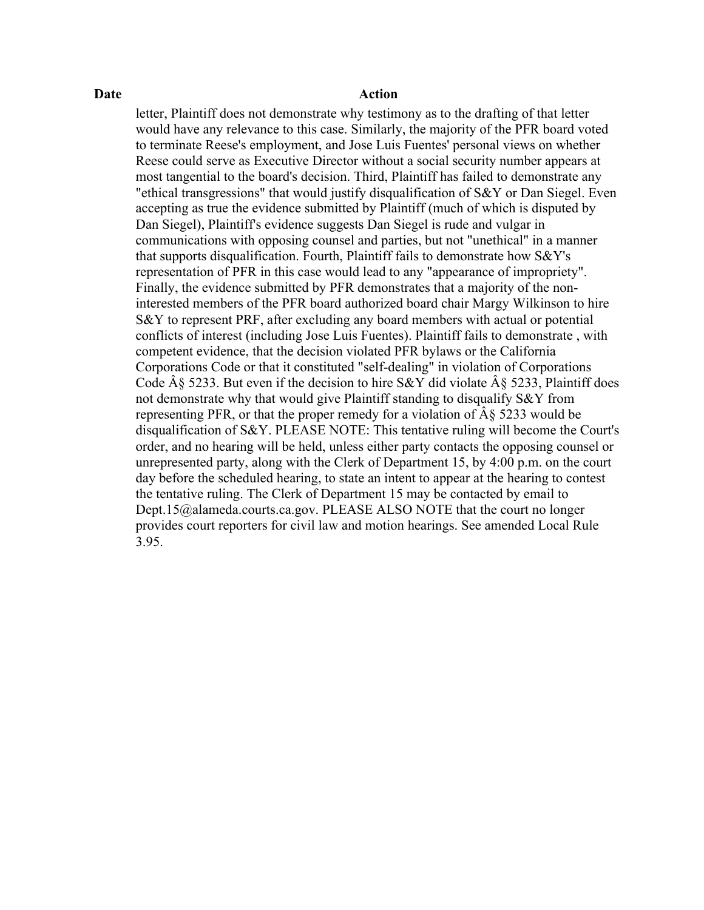| Date | Action |
|---|---|
| | letter, Plaintiff does not demonstrate why testimony as to the drafting of that letter would have any relevance to this case. Similarly, the majority of the PFR board voted to terminate Reese's employment, and Jose Luis Fuentes' personal views on whether Reese could serve as Executive Director without a social security number appears at most tangential to the board's decision. Third, Plaintiff has failed to demonstrate any "ethical transgressions" that would justify disqualification of S&Y or Dan Siegel. Even accepting as true the evidence submitted by Plaintiff (much of which is disputed by Dan Siegel), Plaintiff's evidence suggests Dan Siegel is rude and vulgar in communications with opposing counsel and parties, but not "unethical" in a manner that supports disqualification. Fourth, Plaintiff fails to demonstrate how S&Y's representation of PFR in this case would lead to any "appearance of impropriety". Finally, the evidence submitted by PFR demonstrates that a majority of the non-interested members of the PFR board authorized board chair Margy Wilkinson to hire S&Y to represent PRF, after excluding any board members with actual or potential conflicts of interest (including Jose Luis Fuentes). Plaintiff fails to demonstrate , with competent evidence, that the decision violated PFR bylaws or the California Corporations Code or that it constituted "self-dealing" in violation of Corporations Code Â§ 5233. But even if the decision to hire S&Y did violate Â§ 5233, Plaintiff does not demonstrate why that would give Plaintiff standing to disqualify S&Y from representing PFR, or that the proper remedy for a violation of Â§ 5233 would be disqualification of S&Y. PLEASE NOTE: This tentative ruling will become the Court's order, and no hearing will be held, unless either party contacts the opposing counsel or unrepresented party, along with the Clerk of Department 15, by 4:00 p.m. on the court day before the scheduled hearing, to state an intent to appear at the hearing to contest the tentative ruling. The Clerk of Department 15 may be contacted by email to Dept.15@alameda.courts.ca.gov. PLEASE ALSO NOTE that the court no longer provides court reporters for civil law and motion hearings. See amended Local Rule 3.95. |